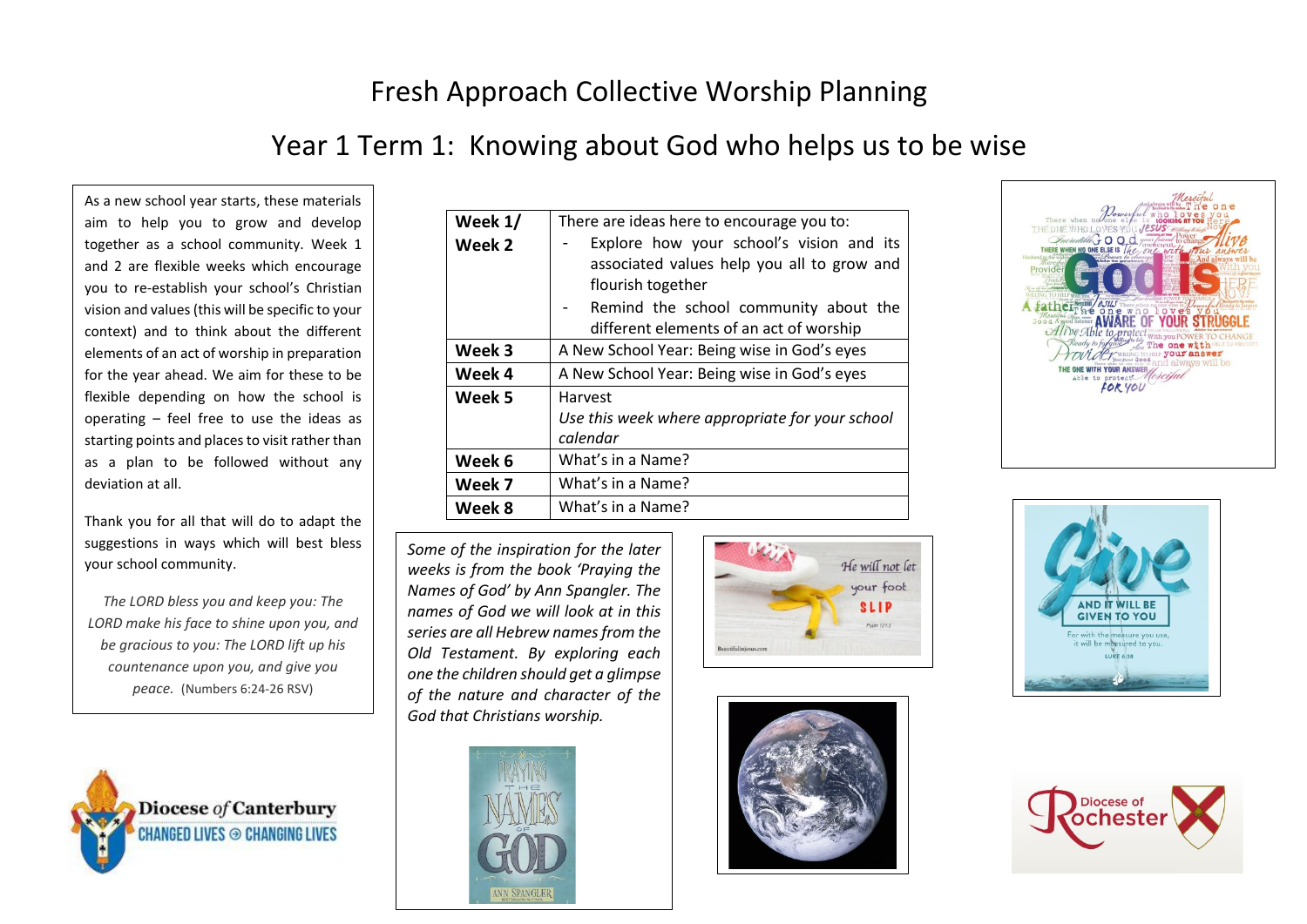# Fresh Approach Collective Worship Planning

## Year 1 Term 1: Knowing about God who helps us to be wise

As a new school year starts, these materials aim to help you to grow and develop together as a school community. Week 1 and 2 are flexible weeks which encourage you to re-establish your school's Christian vision and values (this will be specific to your context) and to think about the different elements of an act of worship in preparation for the year ahead. We aim for these to be flexible depending on how the school is operating – feel free to use the ideas as starting points and places to visit rather than as a plan to be followed without any deviation at all.

Thank you for all that will do to adapt the suggestions in ways which will best bless your school community.

*The LORD bless you and keep you: The LORD make his face to shine upon you, and be gracious to you: The LORD lift up his countenance upon you, and give you peace.* (Numbers 6:24-26 RSV)

| | |
|---|---|
| **Week 1/ Week 2** | There are ideas here to encourage you to:<br>- Explore how your school's vision and its associated values help you all to grow and flourish together<br>- Remind the school community about the different elements of an act of worship |
| **Week 3** | A New School Year: Being wise in God's eyes |
| **Week 4** | A New School Year: Being wise in God's eyes |
| **Week 5** | Harvest<br>*Use this week where appropriate for your school calendar* |
| **Week 6** | What's in a Name? |
| **Week 7** | What's in a Name? |
| **Week 8** | What's in a Name? |

*Some of the inspiration for the later weeks is from the book 'Praying the Names of God' by Ann Spangler. The names of God we will look at in this series are all Hebrew names from the Old Testament. By exploring each one the children should get a glimpse of the nature and character of the God that Christians worship.*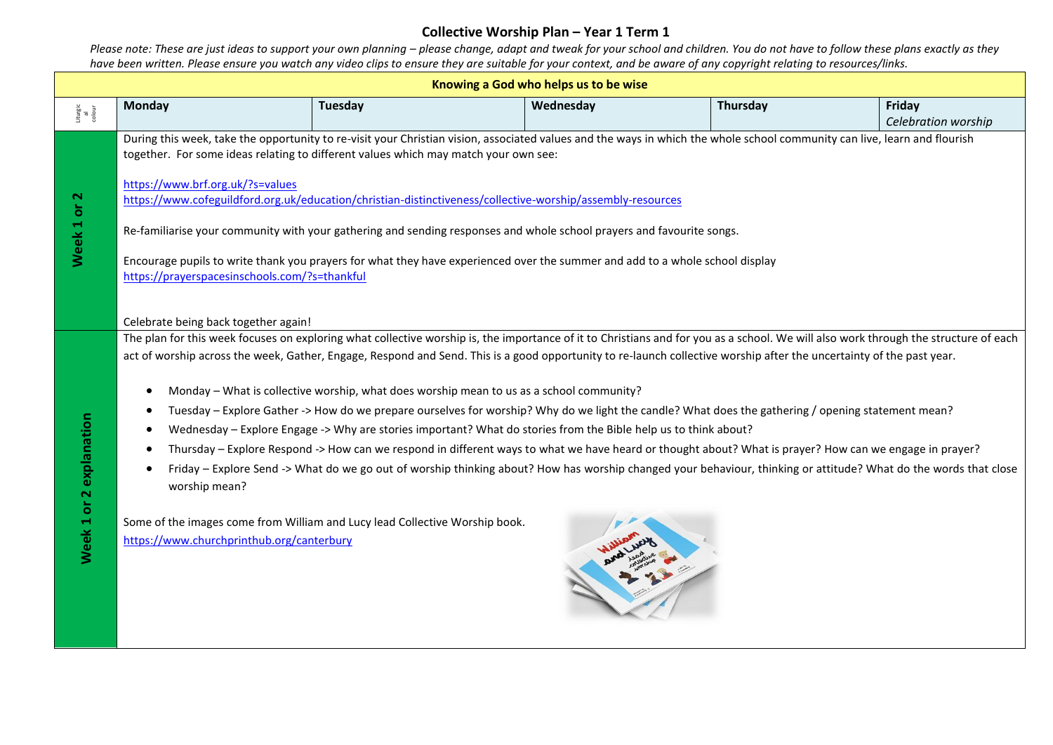# Collective Worship Plan – Year 1 Term 1

*Please note: These are just ideas to support your own planning – please change, adapt and tweak for your school and children. You do not have to follow these plans exactly as they have been written. Please ensure you watch any video clips to ensure they are suitable for your context, and be aware of any copyright relating to resources/links.*

| Knowing a God who helps us to be wise | | | | | |
|---|---|---|---|---|---|
| Liturgical colour | **Monday** | **Tuesday** | **Wednesday** | **Thursday** | **Friday** *Celebration worship* |
| **Week 1 or 2** | During this week, take the opportunity to re-visit your Christian vision, associated values and the ways in which the whole school community can live, learn and flourish together. For some ideas relating to different values which may match your own see:<br><br>https://www.brf.org.uk/?s=values<br>https://www.cofeguildford.org.uk/education/christian-distinctiveness/collective-worship/assembly-resources<br><br>Re-familiarise your community with your gathering and sending responses and whole school prayers and favourite songs.<br><br>Encourage pupils to write thank you prayers for what they have experienced over the summer and add to a whole school display<br>https://prayerspacesinschools.com/?s=thankful<br><br>Celebrate being back together again! | | | | |
| **Week 1 or 2 explanation** | The plan for this week focuses on exploring what collective worship is, the importance of it to Christians and for you as a school. We will also work through the structure of each act of worship across the week, Gather, Engage, Respond and Send. This is a good opportunity to re-launch collective worship after the uncertainty of the past year.<br><br>• Monday – What is collective worship, what does worship mean to us as a school community?<br>• Tuesday – Explore Gather -> How do we prepare ourselves for worship? Why do we light the candle? What does the gathering / opening statement mean?<br>• Wednesday – Explore Engage -> Why are stories important? What do stories from the Bible help us to think about?<br>• Thursday – Explore Respond -> How can we respond in different ways to what we have heard or thought about? What is prayer? How can we engage in prayer?<br>• Friday – Explore Send -> What do we go out of worship thinking about? How has worship changed your behaviour, thinking or attitude? What do the words that close worship mean?<br><br>Some of the images come from William and Lucy lead Collective Worship book.<br>https://www.churchprinthub.org/canterbury | | | | |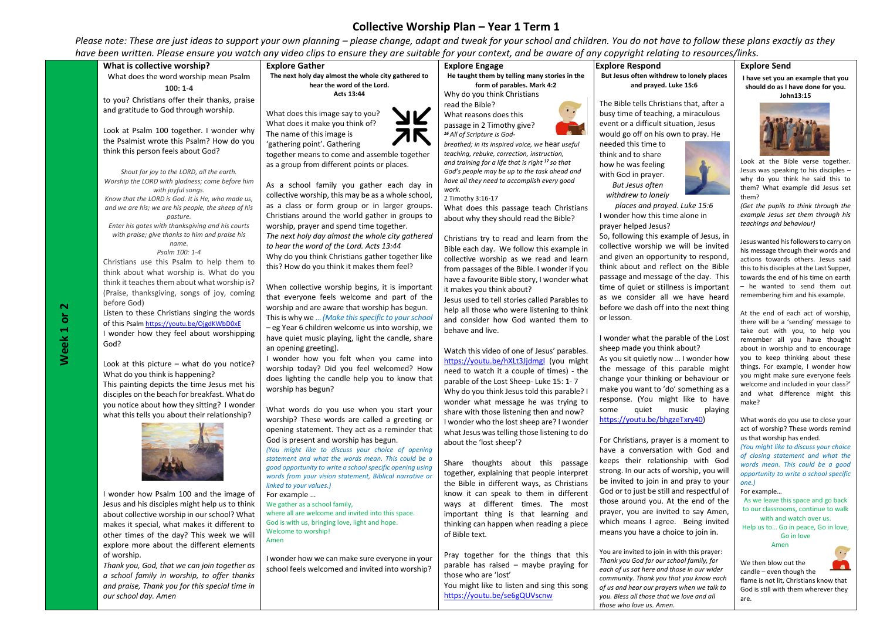# Collective Worship Plan – Year 1 Term 1

*Please note: These are just ideas to support your own planning – please change, adapt and tweak for your school and children. You do not have to follow these plans exactly as they have been written. Please ensure you watch any video clips to ensure they are suitable for your context, and be aware of any copyright relating to resources/links.*

**Week 1 or 2**

## What is collective worship?

What does the word worship mean **Psalm 100: 1-4** to you? Christians offer their thanks, praise and gratitude to God through worship.

Look at Psalm 100 together. I wonder why the Psalmist wrote this Psalm? How do you think this person feels about God?

*Shout for joy to the LORD, all the earth.*
*Worship the LORD with gladness; come before him with joyful songs.*
*Know that the LORD is God. It is He, who made us, and we are his; we are his people, the sheep of his pasture.*
*Enter his gates with thanksgiving and his courts with praise; give thanks to him and praise his name.*
*Psalm 100: 1-4*

Christians use this Psalm to help them to think about what worship is. What do you think it teaches them about what worship is? (Praise, thanksgiving, songs of joy, coming before God)

Listen to these Christians singing the words of this Psalm https://youtu.be/OjgdKWbD0xE

I wonder how they feel about worshipping God?

Look at this picture – what do you notice? What do you think is happening?

This painting depicts the time Jesus met his disciples on the beach for breakfast. What do you notice about how they sitting? I wonder what this tells you about their relationship?

I wonder how Psalm 100 and the image of Jesus and his disciples might help us to think about collective worship in our school? What makes it special, what makes it different to other times of the day? This week we will explore more about the different elements of worship.

*Thank you, God, that we can join together as a school family in worship, to offer thanks and praise, Thank you for this special time in our school day. Amen*

## Explore Gather

**The next holy day almost the whole city gathered to hear the word of the Lord. Acts 13:44**

What does this image say to you? What does it make you think of? The name of this image is 'gathering point'. Gathering together means to come and assemble together as a group from different points or places.

As a school family you gather each day in collective worship, this may be as a whole school, as a class or form group or in larger groups. Christians around the world gather in groups to worship, prayer and spend time together.

*The next holy day almost the whole city gathered to hear the word of the Lord. Acts 13:44*

Why do you think Christians gather together like this? How do you think it makes them feel?

When collective worship begins, it is important that everyone feels welcome and part of the worship and are aware that worship has begun. This is why we *... (Make this specific to your school* – eg Year 6 children welcome us into worship, we have quiet music playing, light the candle, share an opening greeting).

I wonder how you felt when you came into worship today? Did you feel welcomed? How does lighting the candle help you to know that worship has begun?

What words do you use when you start your worship? These words are called a greeting or opening statement. They act as a reminder that God is present and worship has begun.

*(You might like to discuss your choice of opening statement and what the words mean. This could be a good opportunity to write a school specific opening using words from your vision statement, Biblical narrative or linked to your values.)*

For example …

We gather as a school family,
where all are welcome and invited into this space.
God is with us, bringing love, light and hope.
Welcome to worship!
Amen

I wonder how we can make sure everyone in your school feels welcomed and invited into worship?

## Explore Engage

**He taught them by telling many stories in the form of parables. Mark 4:2**

Why do you think Christians read the Bible?

What reasons does this passage in 2 Timothy give?

*[16] All of Scripture is God-breathed; in its inspired voice, we hear useful teaching, rebuke, correction, instruction, and training for a life that is right [17] so that God's people may be up to the task ahead and have all they need to accomplish every good work.*

2 Timothy 3:16-17

What does this passage teach Christians about why they should read the Bible?

Christians try to read and learn from the Bible each day. We follow this example in collective worship as we read and learn from passages of the Bible. I wonder if you have a favourite Bible story, I wonder what it makes you think about?

Jesus used to tell stories called Parables to help all those who were listening to think and consider how God wanted them to behave and live.

Watch this video of one of Jesus' parables. https://youtu.be/hXLt3JjdmgI (you might need to watch it a couple of times) - the parable of the Lost Sheep- Luke 15: 1- 7

Why do you think Jesus told this parable? I wonder what message he was trying to share with those listening then and now? I wonder who the lost sheep are? I wonder what Jesus was telling those listening to do about the 'lost sheep'?

Share thoughts about this passage together, explaining that people interpret the Bible in different ways, as Christians know it can speak to them in different ways at different times. The most important thing is that learning and thinking can happen when reading a piece of Bible text.

Pray together for the things that this parable has raised – maybe praying for those who are 'lost'

You might like to listen and sing this song https://youtu.be/se6gQUVscnw

## Explore Respond

**But Jesus often withdrew to lonely places and prayed. Luke 15:6**

The Bible tells Christians that, after a busy time of teaching, a miraculous event or a difficult situation, Jesus would go off on his own to pray. He needed this time to think and to share how he was feeling with God in prayer.

*But Jesus often withdrew to lonely places and prayed. Luke 15:6*

I wonder how this time alone in prayer helped Jesus?

So, following this example of Jesus, in collective worship we will be invited and given an opportunity to respond, think about and reflect on the Bible passage and message of the day. This time of quiet or stillness is important as we consider all we have heard before we dash off into the next thing or lesson.

I wonder what the parable of the Lost sheep made you think about?

As you sit quietly now … I wonder how the message of this parable might change your thinking or behaviour or make you want to 'do' something as a response. (You might like to have some quiet music playing https://youtu.be/bhgzeTxry40)

For Christians, prayer is a moment to have a conversation with God and keeps their relationship with God strong. In our acts of worship, you will be invited to join in and pray to your God or to just be still and respectful of those around you. At the end of the prayer, you are invited to say Amen, which means I agree. Being invited means you have a choice to join in.

You are invited to join in with this prayer:
*Thank you God for our school family, for each of us sat here and those in our wider community. Thank you that you know each of us and hear our prayers when we talk to you. Bless all those that we love and all those who love us. Amen.*

## Explore Send

**I have set you an example that you should do as I have done for you. John13:15**

Look at the Bible verse together. Jesus was speaking to his disciples – why do you think he said this to them? What example did Jesus set them?

*(Get the pupils to think through the example Jesus set them through his teachings and behaviour)*

Jesus wanted his followers to carry on his message through their words and actions towards others. Jesus said this to his disciples at the Last Supper, towards the end of his time on earth – he wanted to send them out remembering him and his example.

At the end of each act of worship, there will be a 'sending' message to take out with you, to help you remember all you have thought about in worship and to encourage you to keep thinking about these things. For example, I wonder how you might make sure everyone feels welcome and included in your class?' and what difference might this make?

What words do you use to close your act of worship? These words remind us that worship has ended.

*(You might like to discuss your choice of closing statement and what the words mean. This could be a good opportunity to write a school specific one.)*

For example…

As we leave this space and go back to our classrooms, continue to walk with and watch over us.
Help us to… Go in peace, Go in love, Go in love
Amen

We then blow out the candle – even though the flame is not lit, Christians know that God is still with them wherever they are.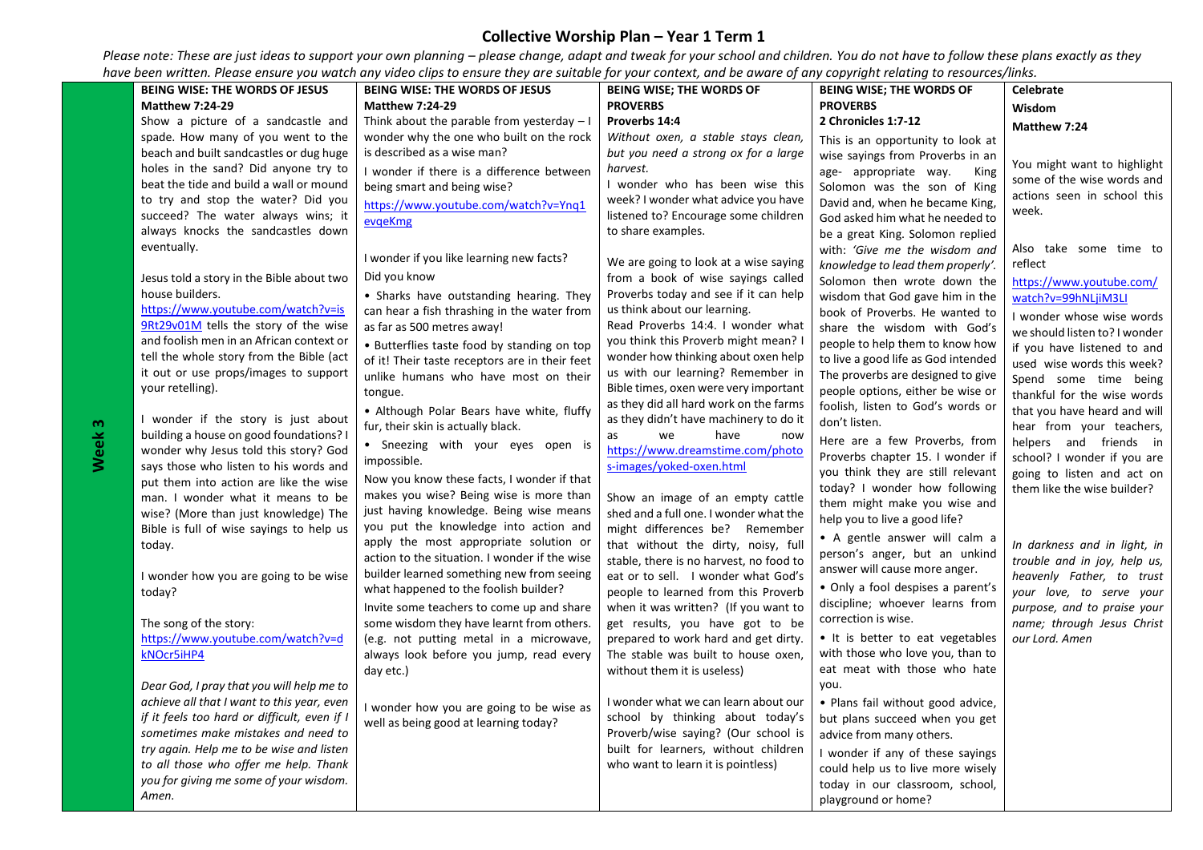# Collective Worship Plan – Year 1 Term 1

*Please note: These are just ideas to support your own planning – please change, adapt and tweak for your school and children. You do not have to follow these plans exactly as they have been written. Please ensure you watch any video clips to ensure they are suitable for your context, and be aware of any copyright relating to resources/links.*

| | | | | | |
|---|---|---|---|---|---|
| **Week 3** | **BEING WISE: THE WORDS OF JESUS Matthew 7:24-29**<br>Show a picture of a sandcastle and spade. How many of you went to the beach and built sandcastles or dug huge holes in the sand? Did anyone try to beat the tide and build a wall or mound to try and stop the water? Did you succeed? The water always wins; it always knocks the sandcastles down eventually.<br><br>Jesus told a story in the Bible about two house builders.<br>https://www.youtube.com/watch?v=is9Rt29v01M tells the story of the wise and foolish men in an African context or tell the whole story from the Bible (act it out or use props/images to support your retelling).<br><br>I wonder if the story is just about building a house on good foundations? I wonder why Jesus told this story? God says those who listen to his words and put them into action are like the wise man. I wonder what it means to be wise? (More than just knowledge) The Bible is full of wise sayings to help us today.<br><br>I wonder how you are going to be wise today?<br><br>The song of the story:<br>https://www.youtube.com/watch?v=dkNOcr5iHP4<br><br>*Dear God, I pray that you will help me to achieve all that I want to this year, even if it feels too hard or difficult, even if I sometimes make mistakes and need to try again. Help me to be wise and listen to all those who offer me help. Thank you for giving me some of your wisdom. Amen.* | **BEING WISE: THE WORDS OF JESUS Matthew 7:24-29**<br>Think about the parable from yesterday – I wonder why the one who built on the rock is described as a wise man?<br>I wonder if there is a difference between being smart and being wise?<br>https://www.youtube.com/watch?v=Ynq1evqeKmg<br><br>I wonder if you like learning new facts?<br>Did you know<br>• Sharks have outstanding hearing. They can hear a fish thrashing in the water from as far as 500 metres away!<br>• Butterflies taste food by standing on top of it! Their taste receptors are in their feet unlike humans who have most on their tongue.<br>• Although Polar Bears have white, fluffy fur, their skin is actually black.<br>• Sneezing with your eyes open is impossible.<br>Now you know these facts, I wonder if that makes you wise? Being wise is more than just having knowledge. Being wise means you put the knowledge into action and apply the most appropriate solution or action to the situation. I wonder if the wise builder learned something new from seeing what happened to the foolish builder?<br>Invite some teachers to come up and share some wisdom they have learnt from others. (e.g. not putting metal in a microwave, always look before you jump, read every day etc.)<br><br>I wonder how you are going to be wise as well as being good at learning today? | **BEING WISE; THE WORDS OF PROVERBS Proverbs 14:4**<br>*Without oxen, a stable stays clean, but you need a strong ox for a large harvest.*<br>I wonder who has been wise this week? I wonder what advice you have listened to? Encourage some children to share examples.<br><br>We are going to look at a wise saying from a book of wise sayings called Proverbs today and see if it can help us think about our learning.<br>Read Proverbs 14:4. I wonder what you think this Proverb might mean? I wonder how thinking about oxen help us with our learning? Remember in Bible times, oxen were very important as they did all hard work on the farms as they didn't have machinery to do it as we have now https://www.dreamstime.com/photos-images/yoked-oxen.html<br><br>Show an image of an empty cattle shed and a full one. I wonder what the might differences be? Remember that without the dirty, noisy, full stable, there is no harvest, no food to eat or to sell. I wonder what God's people to learned from this Proverb when it was written? (If you want to get results, you have got to be prepared to work hard and get dirty. The stable was built to house oxen, without them it is useless)<br><br>I wonder what we can learn about our school by thinking about today's Proverb/wise saying? (Our school is built for learners, without children who want to learn it is pointless) | **BEING WISE; THE WORDS OF PROVERBS 2 Chronicles 1:7-12**<br>This is an opportunity to look at wise sayings from Proverbs in an age- appropriate way. King Solomon was the son of King David and, when he became King, God asked him what he needed to be a great King. Solomon replied with: *'Give me the wisdom and knowledge to lead them properly'.* Solomon then wrote down the wisdom that God gave him in the book of Proverbs. He wanted to share the wisdom with God's people to help them to know how to live a good life as God intended The proverbs are designed to give people options, either be wise or foolish, listen to God's words or don't listen.<br>Here are a few Proverbs, from Proverbs chapter 15. I wonder if you think they are still relevant today? I wonder how following them might make you wise and help you to live a good life?<br>• A gentle answer will calm a person's anger, but an unkind answer will cause more anger.<br>• Only a fool despises a parent's discipline; whoever learns from correction is wise.<br>• It is better to eat vegetables with those who love you, than to eat meat with those who hate you.<br>• Plans fail without good advice, but plans succeed when you get advice from many others.<br>I wonder if any of these sayings could help us to live more wisely today in our classroom, school, playground or home? | **Celebrate Wisdom Matthew 7:24**<br><br>You might want to highlight some of the wise words and actions seen in school this week.<br><br>Also take some time to reflect<br>https://www.youtube.com/watch?v=99hNLjiM3LI<br>I wonder whose wise words we should listen to? I wonder if you have listened to and used wise words this week? Spend some time being thankful for the wise words that you have heard and will hear from your teachers, helpers and friends in school? I wonder if you are going to listen and act on them like the wise builder?<br><br>*In darkness and in light, in trouble and in joy, help us, heavenly Father, to trust your love, to serve your purpose, and to praise your name; through Jesus Christ our Lord. Amen* |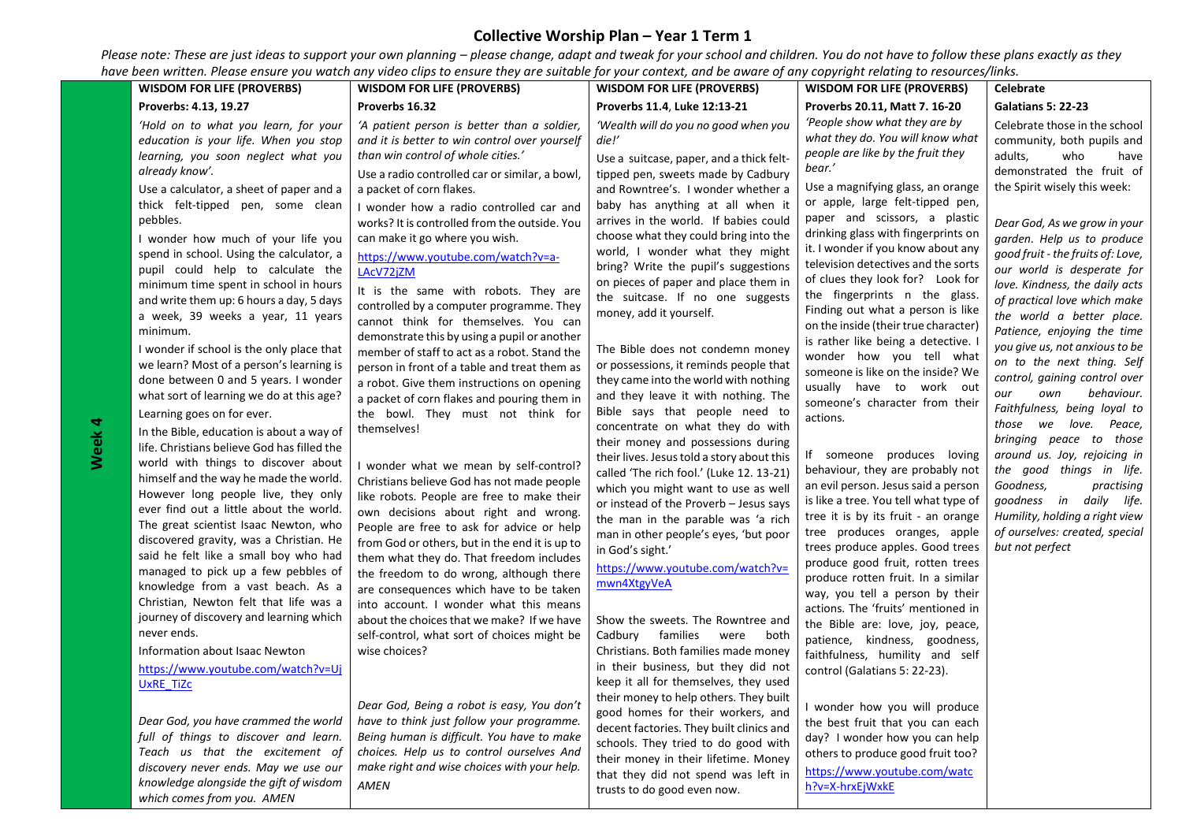# Collective Worship Plan – Year 1 Term 1

*Please note: These are just ideas to support your own planning – please change, adapt and tweak for your school and children. You do not have to follow these plans exactly as they have been written. Please ensure you watch any video clips to ensure they are suitable for your context, and be aware of any copyright relating to resources/links.*

| | WISDOM FOR LIFE (PROVERBS) | WISDOM FOR LIFE (PROVERBS) | WISDOM FOR LIFE (PROVERBS) | WISDOM FOR LIFE (PROVERBS) | Celebrate |
|---|---|---|---|---|---|
| **Week 4** | **Proverbs: 4.13, 19.27**<br><br>*'Hold on to what you learn, for your education is your life. When you stop learning, you soon neglect what you already know'.*<br><br>Use a calculator, a sheet of paper and a thick felt-tipped pen, some clean pebbles.<br><br>I wonder how much of your life you spend in school. Using the calculator, a pupil could help to calculate the minimum time spent in school in hours and write them up: 6 hours a day, 5 days a week, 39 weeks a year, 11 years minimum.<br><br>I wonder if school is the only place that we learn? Most of a person's learning is done between 0 and 5 years. I wonder what sort of learning we do at this age? Learning goes on for ever.<br><br>In the Bible, education is about a way of life. Christians believe God has filled the world with things to discover about himself and the way he made the world. However long people live, they only ever find out a little about the world. The great scientist Isaac Newton, who discovered gravity, was a Christian. He said he felt like a small boy who had managed to pick up a few pebbles of knowledge from a vast beach. As a Christian, Newton felt that life was a journey of discovery and learning which never ends.<br><br>Information about Isaac Newton<br><br>https://www.youtube.com/watch?v=UjUxRE_TiZc<br><br>*Dear God, you have crammed the world full of things to discover and learn. Teach us that the excitement of discovery never ends. May we use our knowledge alongside the gift of wisdom which comes from you. AMEN* | **Proverbs 16.32**<br><br>*'A patient person is better than a soldier, and it is better to win control over yourself than win control of whole cities.'*<br><br>Use a radio controlled car or similar, a bowl, a packet of corn flakes.<br><br>I wonder how a radio controlled car and works? It is controlled from the outside. You can make it go where you wish.<br><br>https://www.youtube.com/watch?v=a-LAcV72jZM<br><br>It is the same with robots. They are controlled by a computer programme. They cannot think for themselves. You can demonstrate this by using a pupil or another member of staff to act as a robot. Stand the person in front of a table and treat them as a robot. Give them instructions on opening a packet of corn flakes and pouring them in the bowl. They must not think for themselves!<br><br>I wonder what we mean by self-control? Christians believe God has not made people like robots. People are free to make their own decisions about right and wrong. People are free to ask for advice or help from God or others, but in the end it is up to them what they do. That freedom includes the freedom to do wrong, although there are consequences which have to be taken into account. I wonder what this means about the choices that we make? If we have self-control, what sort of choices might be wise choices?<br><br>*Dear God, Being a robot is easy, You don't have to think just follow your programme. Being human is difficult. You have to make choices. Help us to control ourselves And make right and wise choices with your help. AMEN* | **Proverbs 11.4, Luke 12:13-21**<br><br>*'Wealth will do you no good when you die!'*<br><br>Use a suitcase, paper, and a thick felt-tipped pen, sweets made by Cadbury and Rowntree's. I wonder whether a baby has anything at all when it arrives in the world. If babies could choose what they could bring into the world, I wonder what they might bring? Write the pupil's suggestions on pieces of paper and place them in the suitcase. If no one suggests money, add it yourself.<br><br>The Bible does not condemn money or possessions, it reminds people that they came into the world with nothing and they leave it with nothing. The Bible says that people need to concentrate on what they do with their money and possessions during their lives. Jesus told a story about this called 'The rich fool.' (Luke 12. 13-21) which you might want to use as well or instead of the Proverb – Jesus says the man in the parable was 'a rich man in other people's eyes, 'but poor in God's sight.'<br><br>https://www.youtube.com/watch?v=mwn4XtgyVeA<br><br>Show the sweets. The Rowntree and Cadbury families were both Christians. Both families made money in their business, but they did not keep it all for themselves, they used their money to help others. They built good homes for their workers, and decent factories. They built clinics and schools. They tried to do good with their money in their lifetime. Money that they did not spend was left in trusts to do good even now. | **Proverbs 20.11, Matt 7. 16-20**<br><br>*'People show what they are by what they do. You will know what people are like by the fruit they bear.'*<br><br>Use a magnifying glass, an orange or apple, large felt-tipped pen, paper and scissors, a plastic drinking glass with fingerprints on it. I wonder if you know about any television detectives and the sorts of clues they look for? Look for the fingerprints n the glass. Finding out what a person is like on the inside (their true character) is rather like being a detective. I wonder how you tell what someone is like on the inside? We usually have to work out someone's character from their actions.<br><br>If someone produces loving behaviour, they are probably not an evil person. Jesus said a person is like a tree. You tell what type of tree it is by its fruit - an orange tree produces oranges, apple trees produce apples. Good trees produce good fruit, rotten trees produce rotten fruit. In a similar way, you tell a person by their actions. The 'fruits' mentioned in the Bible are: love, joy, peace, patience, kindness, goodness, faithfulness, humility and self control (Galatians 5: 22-23).<br><br>I wonder how you will produce the best fruit that you can each day? I wonder how you can help others to produce good fruit too?<br><br>https://www.youtube.com/watch?v=X-hrxEjWxkE | **Galatians 5: 22-23**<br><br>Celebrate those in the school community, both pupils and adults, who have demonstrated the fruit of the Spirit wisely this week:<br><br>*Dear God, As we grow in your garden. Help us to produce good fruit - the fruits of: Love, our world is desperate for love. Kindness, the daily acts of practical love which make the world a better place. Patience, enjoying the time you give us, not anxious to be on to the next thing. Self control, gaining control over our own behaviour. Faithfulness, being loyal to those we love. Peace, bringing peace to those around us. Joy, rejoicing in the good things in life. Goodness, practising goodness in daily life. Humility, holding a right view of ourselves: created, special but not perfect* |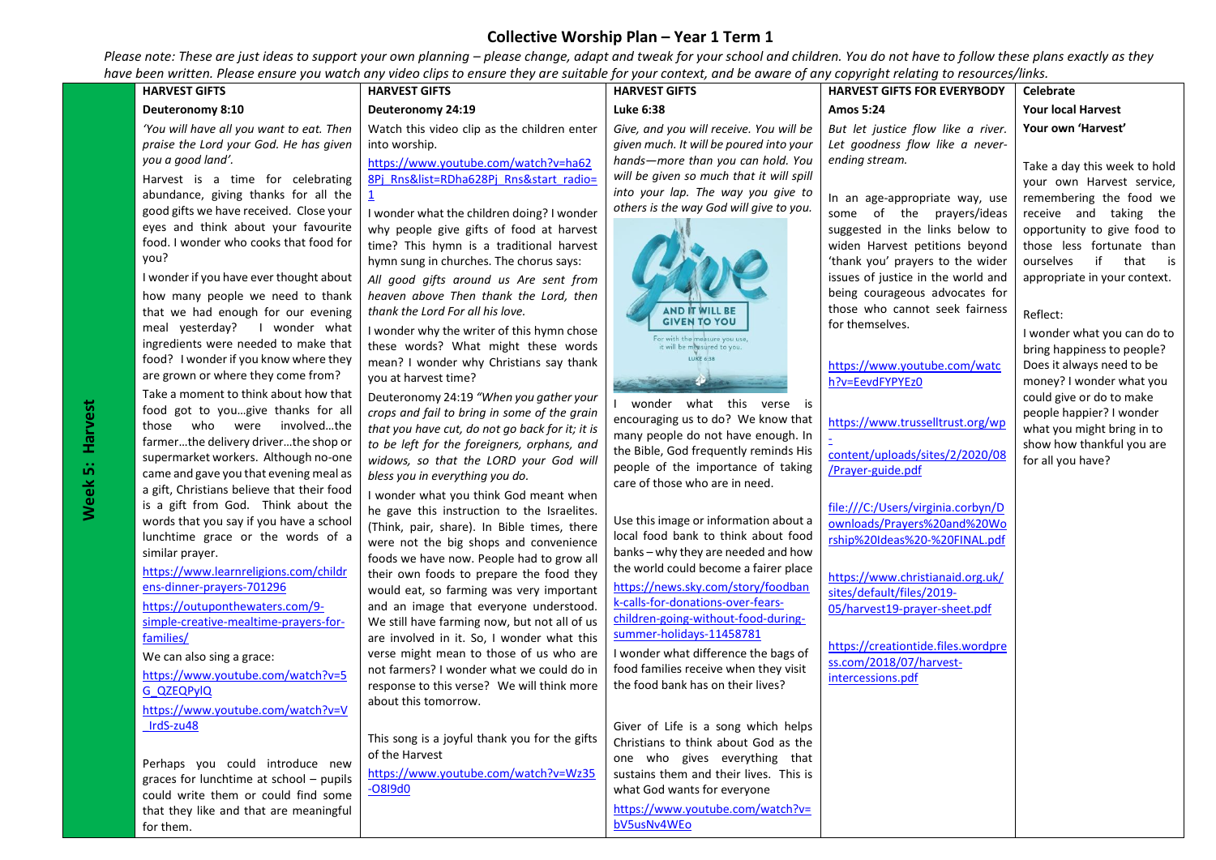# Collective Worship Plan – Year 1 Term 1

*Please note: These are just ideas to support your own planning – please change, adapt and tweak for your school and children. You do not have to follow these plans exactly as they have been written. Please ensure you watch any video clips to ensure they are suitable for your context, and be aware of any copyright relating to resources/links.*

## Week 5: Harvest

### HARVEST GIFTS

**Deuteronomy 8:10**

*'You will have all you want to eat. Then praise the Lord your God. He has given you a good land'.*

Harvest is a time for celebrating abundance, giving thanks for all the good gifts we have received. Close your eyes and think about your favourite food. I wonder who cooks that food for you?

I wonder if you have ever thought about how many people we need to thank that we had enough for our evening meal yesterday? I wonder what ingredients were needed to make that food? I wonder if you know where they are grown or where they come from?

Take a moment to think about how that food got to you…give thanks for all those who were involved…the farmer…the delivery driver…the shop or supermarket workers. Although no-one came and gave you that evening meal as a gift, Christians believe that their food is a gift from God. Think about the words that you say if you have a school lunchtime grace or the words of a similar prayer.

https://www.learnreligions.com/childrens-dinner-prayers-701296

https://outuponthewaters.com/9-simple-creative-mealtime-prayers-for-families/

We can also sing a grace:

https://www.youtube.com/watch?v=5G_QZEQPylQ

https://www.youtube.com/watch?v=V_IrdS-zu48

Perhaps you could introduce new graces for lunchtime at school – pupils could write them or could find some that they like and that are meaningful for them.

### HARVEST GIFTS

**Deuteronomy 24:19**

Watch this video clip as the children enter into worship.

https://www.youtube.com/watch?v=ha628Pj_Rns&list=RDha628Pj_Rns&start_radio=1

I wonder what the children doing? I wonder why people give gifts of food at harvest time? This hymn is a traditional harvest hymn sung in churches. The chorus says:

*All good gifts around us Are sent from heaven above Then thank the Lord, then thank the Lord For all his love.*

I wonder why the writer of this hymn chose these words? What might these words mean? I wonder why Christians say thank you at harvest time?

Deuteronomy 24:19 *"When you gather your crops and fail to bring in some of the grain that you have cut, do not go back for it; it is to be left for the foreigners, orphans, and widows, so that the LORD your God will bless you in everything you do.*

I wonder what you think God meant when he gave this instruction to the Israelites. (Think, pair, share). In Bible times, there were not the big shops and convenience foods we have now. People had to grow all their own foods to prepare the food they would eat, so farming was very important and an image that everyone understood. We still have farming now, but not all of us are involved in it. So, I wonder what this verse might mean to those of us who are not farmers? I wonder what we could do in response to this verse? We will think more about this tomorrow.

This song is a joyful thank you for the gifts of the Harvest

https://www.youtube.com/watch?v=Wz35-O8I9d0

### HARVEST GIFTS

**Luke 6:38**

*Give, and you will receive. You will be given much. It will be poured into your hands—more than you can hold. You will be given so much that it will spill into your lap. The way you give to others is the way God will give to you.*

Give AND IT WILL BE GIVEN TO YOU

For with the measure you use, it will be measured to you.

LUKE 6:38

I wonder what this verse is encouraging us to do? We know that many people do not have enough. In the Bible, God frequently reminds His people of the importance of taking care of those who are in need.

Use this image or information about a local food bank to think about food banks – why they are needed and how the world could become a fairer place

https://news.sky.com/story/foodbank-calls-for-donations-over-fears-children-going-without-food-during-summer-holidays-11458781

I wonder what difference the bags of food families receive when they visit the food bank has on their lives?

Giver of Life is a song which helps Christians to think about God as the one who gives everything that sustains them and their lives. This is what God wants for everyone

https://www.youtube.com/watch?v=bV5usNv4WEo

### HARVEST GIFTS FOR EVERYBODY

**Amos 5:24**

*But let justice flow like a river. Let goodness flow like a never-ending stream.*

In an age-appropriate way, use some of the prayers/ideas suggested in the links below to widen Harvest petitions beyond 'thank you' prayers to the wider issues of justice in the world and being courageous advocates for those who cannot seek fairness for themselves.

https://www.youtube.com/watch?v=EevdFYPYEz0

https://www.trusselltrust.org/wp-content/uploads/sites/2/2020/08/Prayer-guide.pdf

file:///C:/Users/virginia.corbyn/Downloads/Prayers%20and%20Worship%20Ideas%20-%20FINAL.pdf

https://www.christianaid.org.uk/sites/default/files/2019-05/harvest19-prayer-sheet.pdf

https://creationtide.files.wordpress.com/2018/07/harvest-intercessions.pdf

### Celebrate

**Your local Harvest**

**Your own 'Harvest'**

Take a day this week to hold your own Harvest service, remembering the food we receive and taking the opportunity to give food to those less fortunate than ourselves if that is appropriate in your context.

Reflect:

I wonder what you can do to bring happiness to people? Does it always need to be money? I wonder what you could give or do to make people happier? I wonder what you might bring in to show how thankful you are for all you have?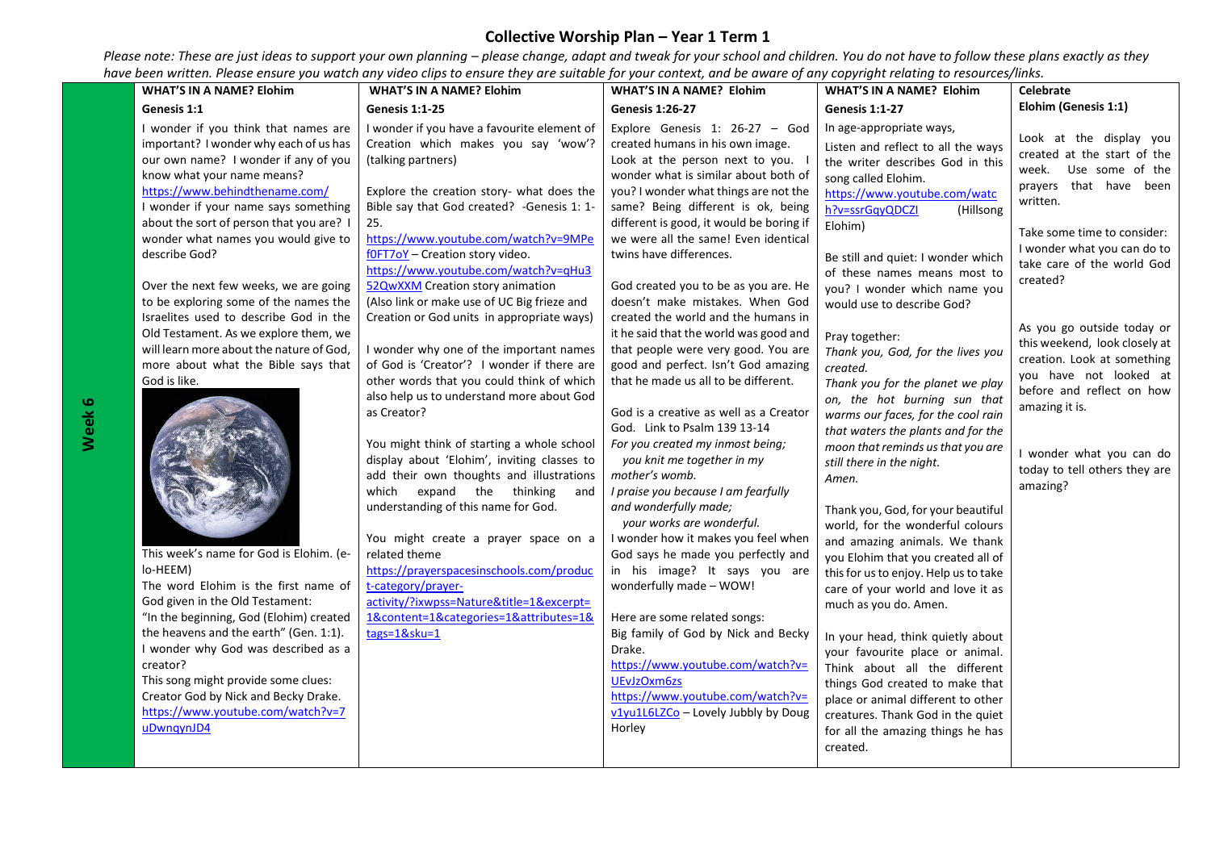# Collective Worship Plan – Year 1 Term 1

*Please note: These are just ideas to support your own planning – please change, adapt and tweak for your school and children. You do not have to follow these plans exactly as they have been written. Please ensure you watch any video clips to ensure they are suitable for your context, and be aware of any copyright relating to resources/links.*

| | **WHAT'S IN A NAME? Elohim**<br>**Genesis 1:1** | **WHAT'S IN A NAME? Elohim**<br>**Genesis 1:1-25** | **WHAT'S IN A NAME? Elohim**<br>**Genesis 1:26-27** | **WHAT'S IN A NAME? Elohim**<br>**Genesis 1:1-27** | **Celebrate**<br>**Elohim (Genesis 1:1)** |
|---|---|---|---|---|---|
| **Week 6** | I wonder if you think that names are important? I wonder why each of us has our own name? I wonder if any of you know what your name means?<br>https://www.behindthename.com/<br>I wonder if your name says something about the sort of person that you are? I wonder what names you would give to describe God?<br><br>Over the next few weeks, we are going to be exploring some of the names the Israelites used to describe God in the Old Testament. As we explore them, we will learn more about the nature of God, more about what the Bible says that God is like.<br><br>This week's name for God is Elohim. (e-lo-HEEM)<br>The word Elohim is the first name of God given in the Old Testament:<br>"In the beginning, God (Elohim) created the heavens and the earth" (Gen. 1:1).<br>I wonder why God was described as a creator?<br>This song might provide some clues:<br>Creator God by Nick and Becky Drake.<br>https://www.youtube.com/watch?v=7uDwnqynJD4 | I wonder if you have a favourite element of Creation which makes you say 'wow'? (talking partners)<br><br>Explore the creation story- what does the Bible say that God created? -Genesis 1: 1-25.<br>https://www.youtube.com/watch?v=9MPef0FT7oY – Creation story video.<br>https://www.youtube.com/watch?v=qHu352QwXXM Creation story animation<br>(Also link or make use of UC Big frieze and Creation or God units in appropriate ways)<br><br>I wonder why one of the important names of God is 'Creator'? I wonder if there are other words that you could think of which also help us to understand more about God as Creator?<br><br>You might think of starting a whole school display about 'Elohim', inviting classes to add their own thoughts and illustrations which expand the thinking and understanding of this name for God.<br><br>You might create a prayer space on a related theme<br>https://prayerspacesinschools.com/product-category/prayer-activity/?ixwpss=Nature&title=1&excerpt=1&content=1&categories=1&attributes=1&tags=1&sku=1 | Explore Genesis 1: 26-27 – God created humans in his own image.<br>Look at the person next to you. I wonder what is similar about both of you? I wonder what things are not the same? Being different is ok, being different is good, it would be boring if we were all the same! Even identical twins have differences.<br><br>God created you to be as you are. He doesn't make mistakes. When God created the world and the humans in it he said that the world was good and that people were very good. You are good and perfect. Isn't God amazing that he made us all to be different.<br><br>God is a creative as well as a Creator God. Link to Psalm 139 13-14<br>*For you created my inmost being;*<br>*you knit me together in my mother's womb.*<br>*I praise you because I am fearfully and wonderfully made;*<br>*your works are wonderful.*<br>I wonder how it makes you feel when God says he made you perfectly and in his image? It says you are wonderfully made – WOW!<br><br>Here are some related songs:<br>Big family of God by Nick and Becky Drake.<br>https://www.youtube.com/watch?v=UEvJzOxm6zs<br>https://www.youtube.com/watch?v=v1yu1L6LZCo – Lovely Jubbly by Doug Horley | In age-appropriate ways,<br>Listen and reflect to all the ways the writer describes God in this song called Elohim.<br>https://www.youtube.com/watch?v=ssrGqyQDCZI (Hillsong Elohim)<br><br>Be still and quiet: I wonder which of these names means most to you? I wonder which name you would use to describe God?<br><br>Pray together:<br>*Thank you, God, for the lives you created.*<br>*Thank you for the planet we play on, the hot burning sun that warms our faces, for the cool rain that waters the plants and for the moon that reminds us that you are still there in the night.*<br>*Amen.*<br><br>Thank you, God, for your beautiful world, for the wonderful colours and amazing animals. We thank you Elohim that you created all of this for us to enjoy. Help us to take care of your world and love it as much as you do. Amen.<br><br>In your head, think quietly about your favourite place or animal. Think about all the different things God created to make that place or animal different to other creatures. Thank God in the quiet for all the amazing things he has created. | Look at the display you created at the start of the week. Use some of the prayers that have been written.<br><br>Take some time to consider:<br>I wonder what you can do to take care of the world God created?<br><br>As you go outside today or this weekend, look closely at creation. Look at something you have not looked at before and reflect on how amazing it is.<br><br>I wonder what you can do today to tell others they are amazing? |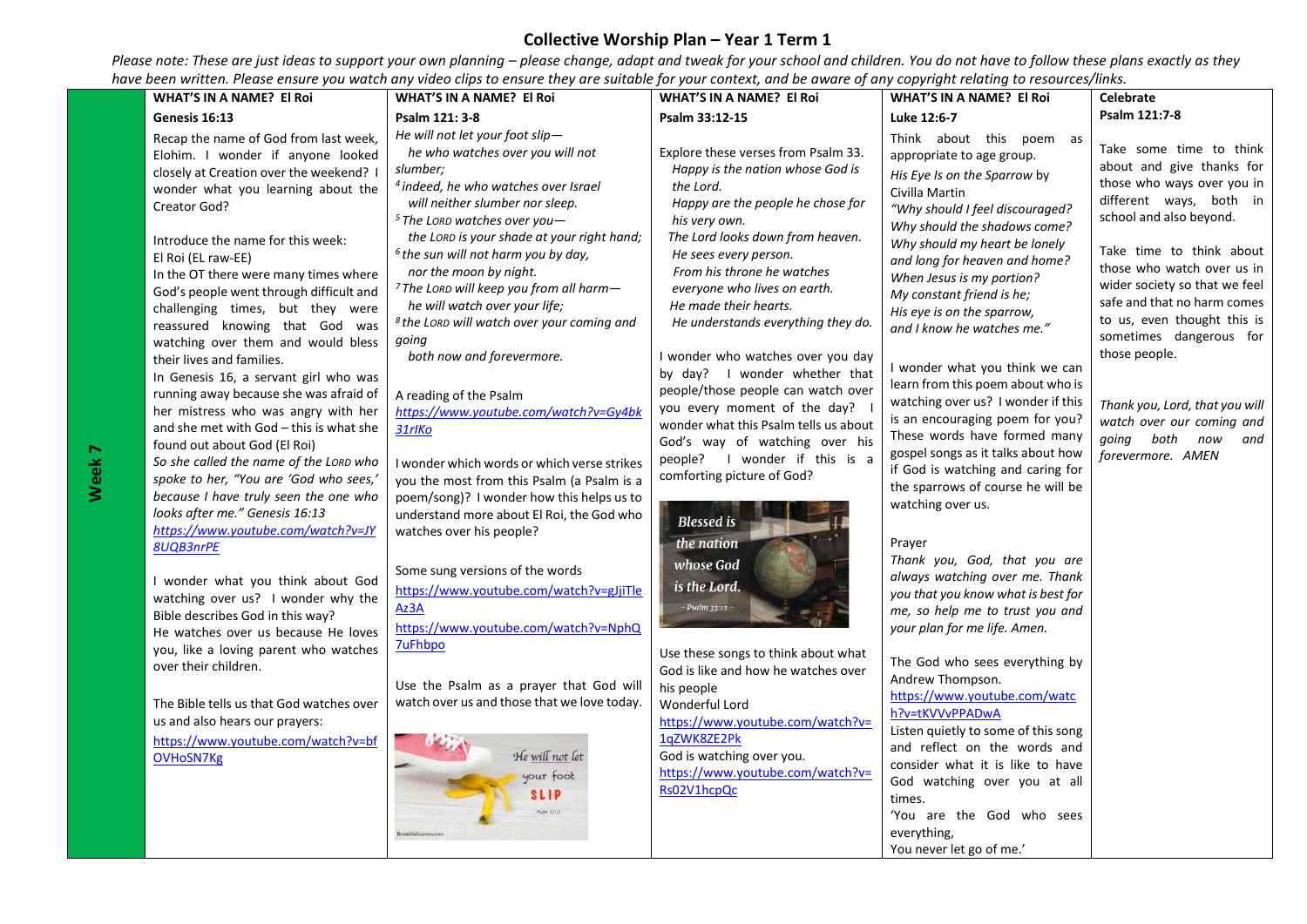# Collective Worship Plan – Year 1 Term 1

*Please note: These are just ideas to support your own planning – please change, adapt and tweak for your school and children. You do not have to follow these plans exactly as they have been written. Please ensure you watch any video clips to ensure they are suitable for your context, and be aware of any copyright relating to resources/links.*

## Week 7

### WHAT'S IN A NAME? El Roi

**Genesis 16:13**

Recap the name of God from last week, Elohim. I wonder if anyone looked closely at Creation over the weekend? I wonder what you learning about the Creator God?

Introduce the name for this week: El Roi (EL raw-EE)

In the OT there were many times where God's people went through difficult and challenging times, but they were reassured knowing that God was watching over them and would bless their lives and families.

In Genesis 16, a servant girl who was running away because she was afraid of her mistress who was angry with her and she met with God – this is what she found out about God (El Roi)

*So she called the name of the LORD who spoke to her, "You are 'God who sees,' because I have truly seen the one who looks after me." Genesis 16:13*

https://www.youtube.com/watch?v=JY8UQB3nrPE

I wonder what you think about God watching over us? I wonder why the Bible describes God in this way?

He watches over us because He loves you, like a loving parent who watches over their children.

The Bible tells us that God watches over us and also hears our prayers:

https://www.youtube.com/watch?v=bfOVHoSN7Kg

### WHAT'S IN A NAME? El Roi

**Psalm 121: 3-8**

*He will not let your foot slip—*
*he who watches over you will not slumber;*
*[4] indeed, he who watches over Israel*
*will neither slumber nor sleep.*
*[5] The LORD watches over you—*
*the LORD is your shade at your right hand;*
*[6] the sun will not harm you by day,*
*nor the moon by night.*
*[7] The LORD will keep you from all harm—*
*he will watch over your life;*
*[8] the LORD will watch over your coming and going*
*both now and forevermore.*

A reading of the Psalm
https://www.youtube.com/watch?v=Gy4bk31rIKo

I wonder which words or which verse strikes you the most from this Psalm (a Psalm is a poem/song)? I wonder how this helps us to understand more about El Roi, the God who watches over his people?

Some sung versions of the words
https://www.youtube.com/watch?v=gJjiTleAz3A
https://www.youtube.com/watch?v=NphQ7uFhbpo

Use the Psalm as a prayer that God will watch over us and those that we love today.

### WHAT'S IN A NAME? El Roi

**Psalm 33:12-15**

Explore these verses from Psalm 33.

*Happy is the nation whose God is the Lord.*
*Happy are the people he chose for his very own.*
*The Lord looks down from heaven.*
*He sees every person.*
*From his throne he watches*
*everyone who lives on earth.*
*He made their hearts.*
*He understands everything they do.*

I wonder who watches over you day by day? I wonder whether that people/those people can watch over you every moment of the day? I wonder what this Psalm tells us about God's way of watching over his people? I wonder if this is a comforting picture of God?

Use these songs to think about what God is like and how he watches over his people

Wonderful Lord
https://www.youtube.com/watch?v=1qZWK8ZE2Pk

God is watching over you.
https://www.youtube.com/watch?v=Rs02V1hcpQc

### WHAT'S IN A NAME? El Roi

**Luke 12:6-7**

Think about this poem as appropriate to age group.

*His Eye Is on the Sparrow* by Civilla Martin

*"Why should I feel discouraged?*
*Why should the shadows come?*
*Why should my heart be lonely*
*and long for heaven and home?*
*When Jesus is my portion?*
*My constant friend is he;*
*His eye is on the sparrow,*
*and I know he watches me."*

I wonder what you think we can learn from this poem about who is watching over us? I wonder if this is an encouraging poem for you? These words have formed many gospel songs as it talks about how if God is watching and caring for the sparrows of course he will be watching over us.

Prayer

*Thank you, God, that you are always watching over me. Thank you that you know what is best for me, so help me to trust you and your plan for me life. Amen.*

The God who sees everything by Andrew Thompson.
https://www.youtube.com/watch?v=tKVVvPPADwA

Listen quietly to some of this song and reflect on the words and consider what it is like to have God watching over you at all times.

'You are the God who sees everything,
You never let go of me.'

### Celebrate

**Psalm 121:7-8**

Take some time to think about and give thanks for those who ways over you in different ways, both in school and also beyond.

Take time to think about those who watch over us in wider society so that we feel safe and that no harm comes to us, even thought this is sometimes dangerous for those people.

*Thank you, Lord, that you will watch over our coming and going both now and forevermore. AMEN*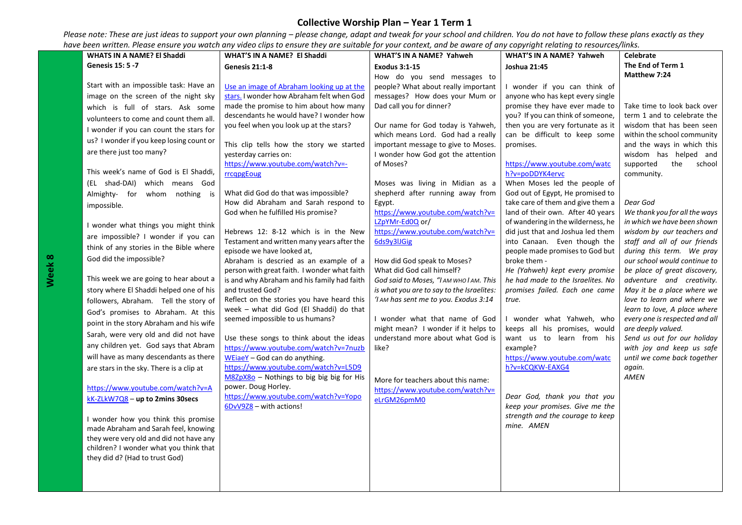# Collective Worship Plan – Year 1 Term 1

*Please note: These are just ideas to support your own planning – please change, adapt and tweak for your school and children. You do not have to follow these plans exactly as they have been written. Please ensure you watch any video clips to ensure they are suitable for your context, and be aware of any copyright relating to resources/links.*

| | | | | | |
|---|---|---|---|---|---|
| **Week 8** | **WHATS IN A NAME? El Shaddi**<br>**Genesis 15: 5 -7**<br><br>Start with an impossible task: Have an image on the screen of the night sky which is full of stars. Ask some volunteers to come and count them all. I wonder if you can count the stars for us? I wonder if you keep losing count or are there just too many?<br><br>This week's name of God is El Shaddi, (EL shad-DAI) which means God Almighty- for whom nothing is impossible.<br><br>I wonder what things you might think are impossible? I wonder if you can think of any stories in the Bible where God did the impossible?<br><br>This week we are going to hear about a story where El Shaddi helped one of his followers, Abraham. Tell the story of God's promises to Abraham. At this point in the story Abraham and his wife Sarah, were very old and did not have any children yet. God says that Abram will have as many descendants as there are stars in the sky. There is a clip at<br><br>https://www.youtube.com/watch?v=AkK-ZLkW7Q8 – **up to 2mins 30secs**<br><br>I wonder how you think this promise made Abraham and Sarah feel, knowing they were very old and did not have any children? I wonder what you think that they did d? (Had to trust God) | **WHAT'S IN A NAME? El Shaddi**<br>**Genesis 21:1-8**<br><br>Use an image of Abraham looking up at the stars. I wonder how Abraham felt when God made the promise to him about how many descendants he would have? I wonder how you feel when you look up at the stars?<br><br>This clip tells how the story we started yesterday carries on:<br>https://www.youtube.com/watch?v=-rrcqpgEoug<br><br>What did God do that was impossible?<br>How did Abraham and Sarah respond to God when he fulfilled His promise?<br><br>Hebrews 12: 8-12 which is in the New Testament and written many years after the episode we have looked at,<br>Abraham is descried as an example of a person with great faith. I wonder what faith is and why Abraham and his family had faith and trusted God?<br>Reflect on the stories you have heard this week – what did God (El Shaddi) do that seemed impossible to us humans?<br><br>Use these songs to think about the ideas<br>https://www.youtube.com/watch?v=7nuzbWEiaeY – God can do anything.<br>https://www.youtube.com/watch?v=L5D9M8ZpX8o – Nothings to big big big for His power. Doug Horley.<br>https://www.youtube.com/watch?v=Yopo6DvV9Z8 – with actions! | **WHAT'S IN A NAME? Yahweh**<br>**Exodus 3:1-15**<br>How do you send messages to people? What about really important messages? How does your Mum or Dad call you for dinner?<br><br>Our name for God today is Yahweh, which means Lord. God had a really important message to give to Moses. I wonder how God got the attention of Moses?<br><br>Moses was living in Midian as a shepherd after running away from Egypt.<br>https://www.youtube.com/watch?v=LZpYMr-Ed0Q or/<br>https://www.youtube.com/watch?v=6ds9y3lJGig<br><br>How did God speak to Moses?<br>What did God call himself?<br>*God said to Moses, "I AM WHO I AM. This is what you are to say to the Israelites: 'I AM has sent me to you. Exodus 3:14*<br><br>I wonder what that name of God might mean? I wonder if it helps to understand more about what God is like?<br><br>More for teachers about this name:<br>https://www.youtube.com/watch?v=eLrGM26pmM0 | **WHAT'S IN A NAME? Yahweh**<br>**Joshua 21:45**<br><br>I wonder if you can think of anyone who has kept every single promise they have ever made to you? If you can think of someone, then you are very fortunate as it can be difficult to keep some promises.<br><br>https://www.youtube.com/watch?v=poDDYK4ervc<br>When Moses led the people of God out of Egypt, He promised to take care of them and give them a land of their own. After 40 years of wandering in the wilderness, he did just that and Joshua led them into Canaan. Even though the people made promises to God but broke them -<br>*He (Yahweh) kept every promise he had made to the Israelites. No promises failed. Each one came true.*<br><br>I wonder what Yahweh, who keeps all his promises, would want us to learn from his example?<br>https://www.youtube.com/watch?v=kCQKW-EAXG4<br><br>*Dear God, thank you that you keep your promises. Give me the strength and the courage to keep mine. AMEN* | **Celebrate**<br>**The End of Term 1**<br>**Matthew 7:24**<br><br>Take time to look back over term 1 and to celebrate the wisdom that has been seen within the school community and the ways in which this wisdom has helped and supported the school community.<br><br>*Dear God*<br>*We thank you for all the ways in which we have been shown wisdom by our teachers and staff and all of our friends during this term. We pray our school would continue to be place of great discovery, adventure and creativity. May it be a place where we love to learn and where we learn to love, A place where every one is respected and all are deeply valued.*<br>*Send us out for our holiday with joy and keep us safe until we come back together again.*<br>*AMEN* |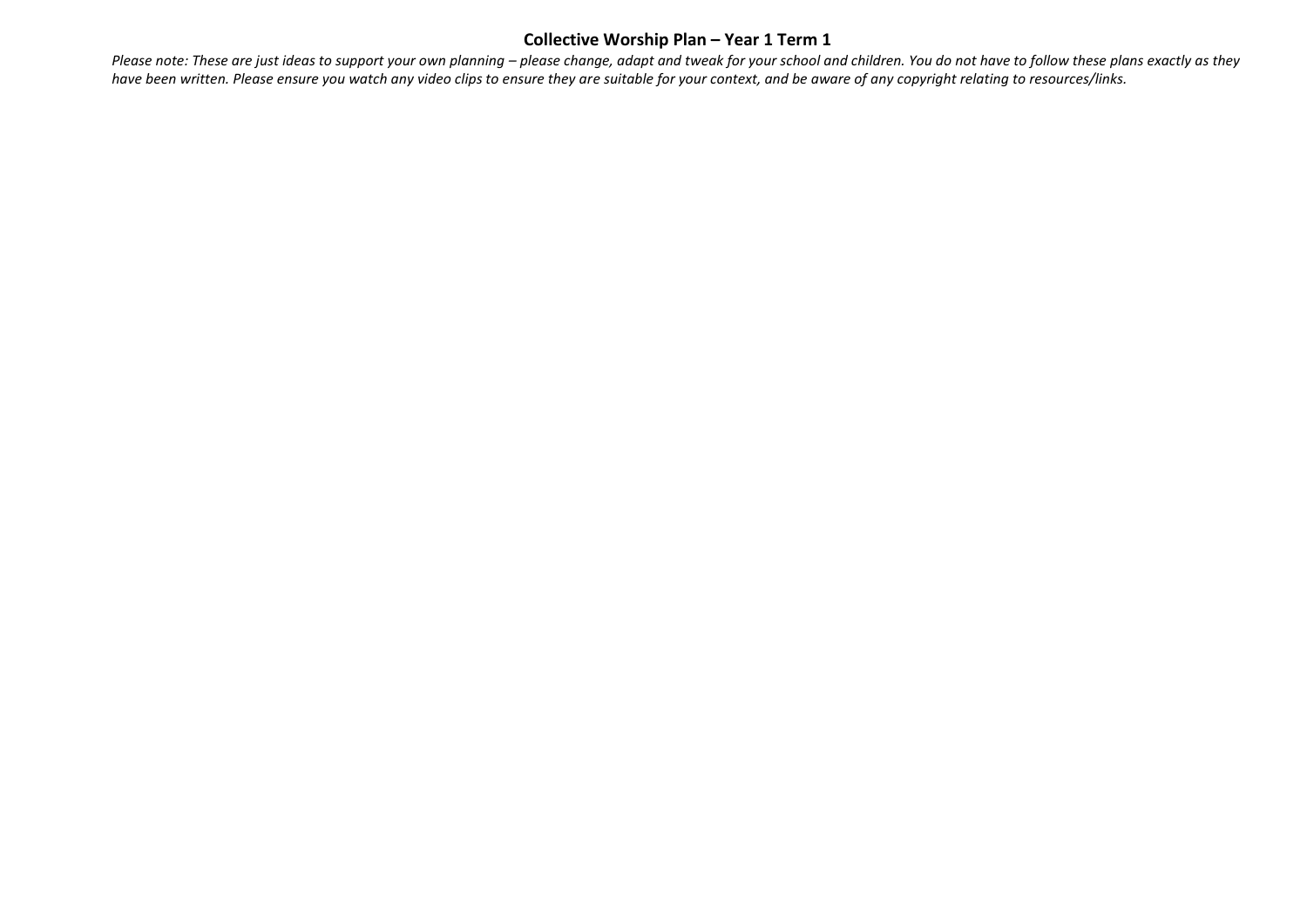**Collective Worship Plan – Year 1 Term 1**

*Please note: These are just ideas to support your own planning – please change, adapt and tweak for your school and children. You do not have to follow these plans exactly as they have been written. Please ensure you watch any video clips to ensure they are suitable for your context, and be aware of any copyright relating to resources/links.*